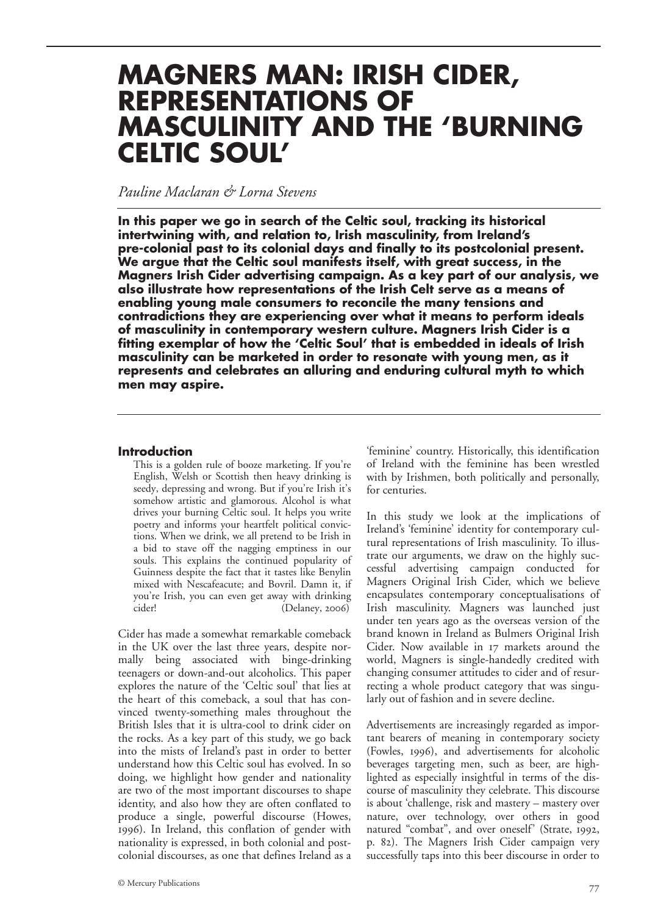# MAGNERS MAN: IRISH CIDER, REPRESENTATIONS OF MASCULINITY AND THE 'BURNING CELTIC SOUL'

*Pauline Maclaran & Lorna Stevens*

**In this paper we go in search of the Celtic soul, tracking its historical intertwining with, and relation to, Irish masculinity, from Ireland's pre-colonial past to its colonial days and finally to its postcolonial present. We argue that the Celtic soul manifests itself, with great success, in the Magners Irish Cider advertising campaign. As a key part of our analysis, we also illustrate how representations of the Irish Celt serve as a means of enabling young male consumers to reconcile the many tensions and contradictions they are experiencing over what it means to perform ideals of masculinity in contemporary western culture. Magners Irish Cider is a fitting exemplar of how the 'Celtic Soul' that is embedded in ideals of Irish masculinity can be marketed in order to resonate with young men, as it represents and celebrates an alluring and enduring cultural myth to which men may aspire.**

## Introduction

> This is a golden rule of booze marketing. If you're English, Welsh or Scottish then heavy drinking is seedy, depressing and wrong. But if you're Irish it's somehow artistic and glamorous. Alcohol is what drives your burning Celtic soul. It helps you write poetry and informs your heartfelt political convictions. When we drink, we all pretend to be Irish in a bid to stave off the nagging emptiness in our souls. This explains the continued popularity of Guinness despite the fact that it tastes like Benylin mixed with Nescafeacute; and Bovril. Damn it, if you're Irish, you can even get away with drinking cider! (Delaney, 2006)

Cider has made a somewhat remarkable comeback in the UK over the last three years, despite normally being associated with binge-drinking teenagers or down-and-out alcoholics. This paper explores the nature of the 'Celtic soul' that lies at the heart of this comeback, a soul that has convinced twenty-something males throughout the British Isles that it is ultra-cool to drink cider on the rocks. As a key part of this study, we go back into the mists of Ireland's past in order to better understand how this Celtic soul has evolved. In so doing, we highlight how gender and nationality are two of the most important discourses to shape identity, and also how they are often conflated to produce a single, powerful discourse (Howes, 1996). In Ireland, this conflation of gender with nationality is expressed, in both colonial and postcolonial discourses, as one that defines Ireland as a 'feminine' country. Historically, this identification of Ireland with the feminine has been wrestled with by Irishmen, both politically and personally, for centuries.

In this study we look at the implications of Ireland's 'feminine' identity for contemporary cultural representations of Irish masculinity. To illustrate our arguments, we draw on the highly successful advertising campaign conducted for Magners Original Irish Cider, which we believe encapsulates contemporary conceptualisations of Irish masculinity. Magners was launched just under ten years ago as the overseas version of the brand known in Ireland as Bulmers Original Irish Cider. Now available in 17 markets around the world, Magners is single-handedly credited with changing consumer attitudes to cider and of resurrecting a whole product category that was singularly out of fashion and in severe decline.

Advertisements are increasingly regarded as important bearers of meaning in contemporary society (Fowles, 1996), and advertisements for alcoholic beverages targeting men, such as beer, are highlighted as especially insightful in terms of the discourse of masculinity they celebrate. This discourse is about 'challenge, risk and mastery – mastery over nature, over technology, over others in good natured "combat", and over oneself' (Strate, 1992, p. 82). The Magners Irish Cider campaign very successfully taps into this beer discourse in order to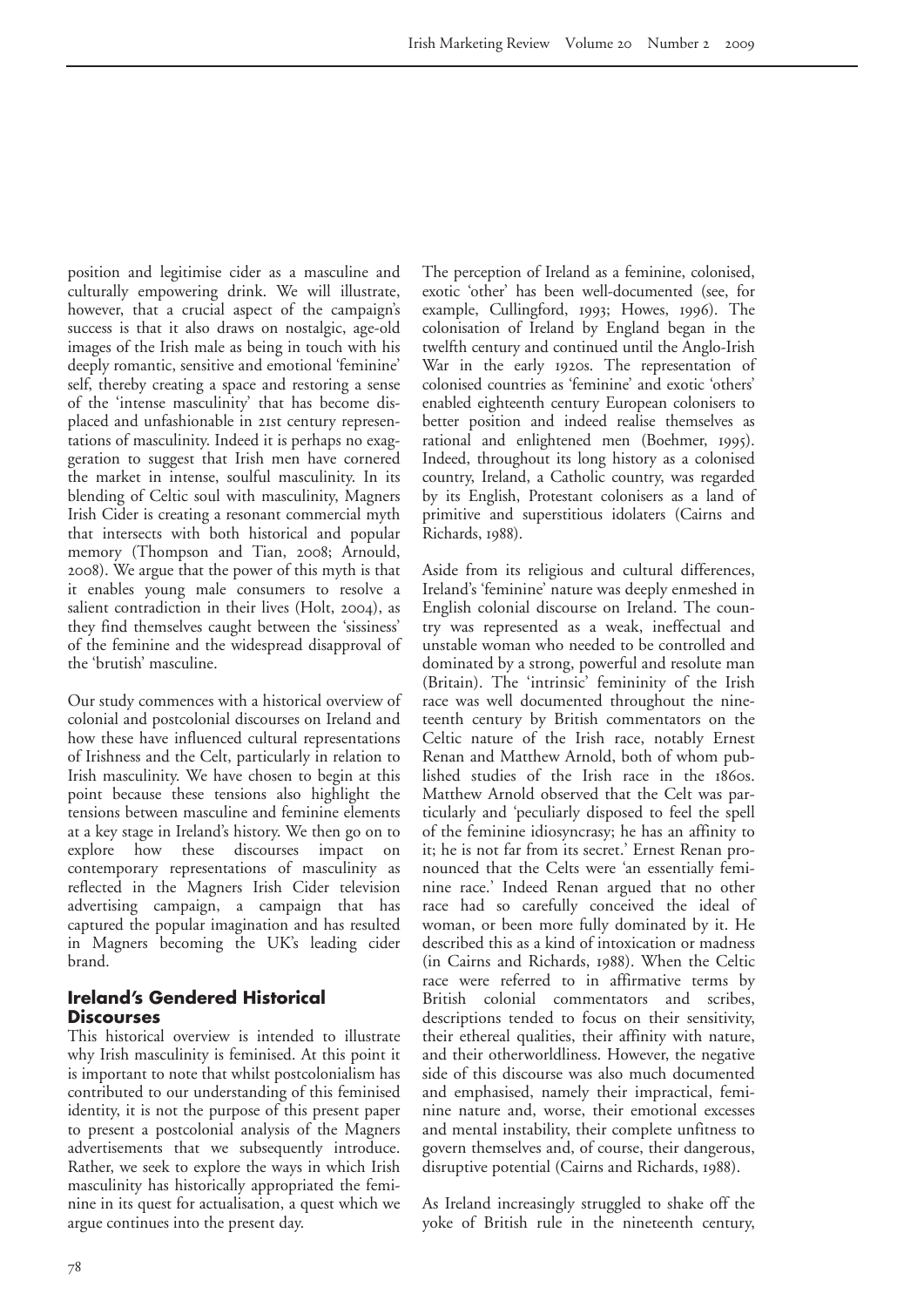position and legitimise cider as a masculine and culturally empowering drink. We will illustrate, however, that a crucial aspect of the campaign's success is that it also draws on nostalgic, age-old images of the Irish male as being in touch with his deeply romantic, sensitive and emotional 'feminine' self, thereby creating a space and restoring a sense of the 'intense masculinity' that has become displaced and unfashionable in 21st century representations of masculinity. Indeed it is perhaps no exaggeration to suggest that Irish men have cornered the market in intense, soulful masculinity. In its blending of Celtic soul with masculinity, Magners Irish Cider is creating a resonant commercial myth that intersects with both historical and popular memory (Thompson and Tian, 2008; Arnould, 2008). We argue that the power of this myth is that it enables young male consumers to resolve a salient contradiction in their lives (Holt, 2004), as they find themselves caught between the 'sissiness' of the feminine and the widespread disapproval of the 'brutish' masculine.

Our study commences with a historical overview of colonial and postcolonial discourses on Ireland and how these have influenced cultural representations of Irishness and the Celt, particularly in relation to Irish masculinity. We have chosen to begin at this point because these tensions also highlight the tensions between masculine and feminine elements at a key stage in Ireland's history. We then go on to explore how these discourses impact on contemporary representations of masculinity as reflected in the Magners Irish Cider television advertising campaign, a campaign that has captured the popular imagination and has resulted in Magners becoming the UK's leading cider brand.

## Ireland's Gendered Historical Discourses

This historical overview is intended to illustrate why Irish masculinity is feminised. At this point it is important to note that whilst postcolonialism has contributed to our understanding of this feminised identity, it is not the purpose of this present paper to present a postcolonial analysis of the Magners advertisements that we subsequently introduce. Rather, we seek to explore the ways in which Irish masculinity has historically appropriated the feminine in its quest for actualisation, a quest which we argue continues into the present day.

The perception of Ireland as a feminine, colonised, exotic 'other' has been well-documented (see, for example, Cullingford, 1993; Howes, 1996). The colonisation of Ireland by England began in the twelfth century and continued until the Anglo-Irish War in the early 1920s. The representation of colonised countries as 'feminine' and exotic 'others' enabled eighteenth century European colonisers to better position and indeed realise themselves as rational and enlightened men (Boehmer, 1995). Indeed, throughout its long history as a colonised country, Ireland, a Catholic country, was regarded by its English, Protestant colonisers as a land of primitive and superstitious idolaters (Cairns and Richards, 1988).

Aside from its religious and cultural differences, Ireland's 'feminine' nature was deeply enmeshed in English colonial discourse on Ireland. The country was represented as a weak, ineffectual and unstable woman who needed to be controlled and dominated by a strong, powerful and resolute man (Britain). The 'intrinsic' femininity of the Irish race was well documented throughout the nineteenth century by British commentators on the Celtic nature of the Irish race, notably Ernest Renan and Matthew Arnold, both of whom published studies of the Irish race in the 1860s. Matthew Arnold observed that the Celt was particularly and 'peculiarly disposed to feel the spell of the feminine idiosyncrasy; he has an affinity to it; he is not far from its secret.' Ernest Renan pronounced that the Celts were 'an essentially feminine race.' Indeed Renan argued that no other race had so carefully conceived the ideal of woman, or been more fully dominated by it. He described this as a kind of intoxication or madness (in Cairns and Richards, 1988). When the Celtic race were referred to in affirmative terms by British colonial commentators and scribes, descriptions tended to focus on their sensitivity, their ethereal qualities, their affinity with nature, and their otherworldliness. However, the negative side of this discourse was also much documented and emphasised, namely their impractical, feminine nature and, worse, their emotional excesses and mental instability, their complete unfitness to govern themselves and, of course, their dangerous, disruptive potential (Cairns and Richards, 1988).

As Ireland increasingly struggled to shake off the yoke of British rule in the nineteenth century,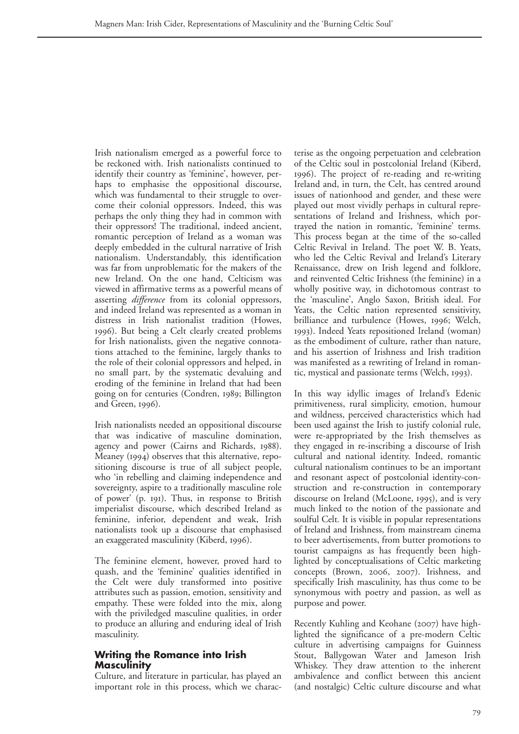Irish nationalism emerged as a powerful force to be reckoned with. Irish nationalists continued to identify their country as 'feminine', however, perhaps to emphasise the oppositional discourse, which was fundamental to their struggle to overcome their colonial oppressors. Indeed, this was perhaps the only thing they had in common with their oppressors! The traditional, indeed ancient, romantic perception of Ireland as a woman was deeply embedded in the cultural narrative of Irish nationalism. Understandably, this identification was far from unproblematic for the makers of the new Ireland. On the one hand, Celticism was viewed in affirmative terms as a powerful means of asserting *difference* from its colonial oppressors, and indeed Ireland was represented as a woman in distress in Irish nationalist tradition (Howes, 1996). But being a Celt clearly created problems for Irish nationalists, given the negative connotations attached to the feminine, largely thanks to the role of their colonial oppressors and helped, in no small part, by the systematic devaluing and eroding of the feminine in Ireland that had been going on for centuries (Condren, 1989; Billington and Green, 1996).

Irish nationalists needed an oppositional discourse that was indicative of masculine domination, agency and power (Cairns and Richards, 1988). Meaney (1994) observes that this alternative, repositioning discourse is true of all subject people, who 'in rebelling and claiming independence and sovereignty, aspire to a traditionally masculine role of power' (p. 191). Thus, in response to British imperialist discourse, which described Ireland as feminine, inferior, dependent and weak, Irish nationalists took up a discourse that emphasised an exaggerated masculinity (Kiberd, 1996).

The feminine element, however, proved hard to quash, and the 'feminine' qualities identified in the Celt were duly transformed into positive attributes such as passion, emotion, sensitivity and empathy. These were folded into the mix, along with the priviledged masculine qualities, in order to produce an alluring and enduring ideal of Irish masculinity.

## Writing the Romance into Irish Masculinity

Culture, and literature in particular, has played an important role in this process, which we characterise as the ongoing perpetuation and celebration of the Celtic soul in postcolonial Ireland (Kiberd, 1996). The project of re-reading and re-writing Ireland and, in turn, the Celt, has centred around issues of nationhood and gender, and these were played out most vividly perhaps in cultural representations of Ireland and Irishness, which portrayed the nation in romantic, 'feminine' terms. This process began at the time of the so-called Celtic Revival in Ireland. The poet W. B. Yeats, who led the Celtic Revival and Ireland's Literary Renaissance, drew on Irish legend and folklore, and reinvented Celtic Irishness (the feminine) in a wholly positive way, in dichotomous contrast to the 'masculine', Anglo Saxon, British ideal. For Yeats, the Celtic nation represented sensitivity, brilliance and turbulence (Howes, 1996; Welch, 1993). Indeed Yeats repositioned Ireland (woman) as the embodiment of culture, rather than nature, and his assertion of Irishness and Irish tradition was manifested as a rewriting of Ireland in romantic, mystical and passionate terms (Welch, 1993).

In this way idyllic images of Ireland's Edenic primitiveness, rural simplicity, emotion, humour and wildness, perceived characteristics which had been used against the Irish to justify colonial rule, were re-appropriated by the Irish themselves as they engaged in re-inscribing a discourse of Irish cultural and national identity. Indeed, romantic cultural nationalism continues to be an important and resonant aspect of postcolonial identity-construction and re-construction in contemporary discourse on Ireland (McLoone, 1995), and is very much linked to the notion of the passionate and soulful Celt. It is visible in popular representations of Ireland and Irishness, from mainstream cinema to beer advertisements, from butter promotions to tourist campaigns as has frequently been highlighted by conceptualisations of Celtic marketing concepts (Brown, 2006, 2007). Irishness, and specifically Irish masculinity, has thus come to be synonymous with poetry and passion, as well as purpose and power.

Recently Kuhling and Keohane (2007) have highlighted the significance of a pre-modern Celtic culture in advertising campaigns for Guinness Stout, Ballygowan Water and Jameson Irish Whiskey. They draw attention to the inherent ambivalence and conflict between this ancient (and nostalgic) Celtic culture discourse and what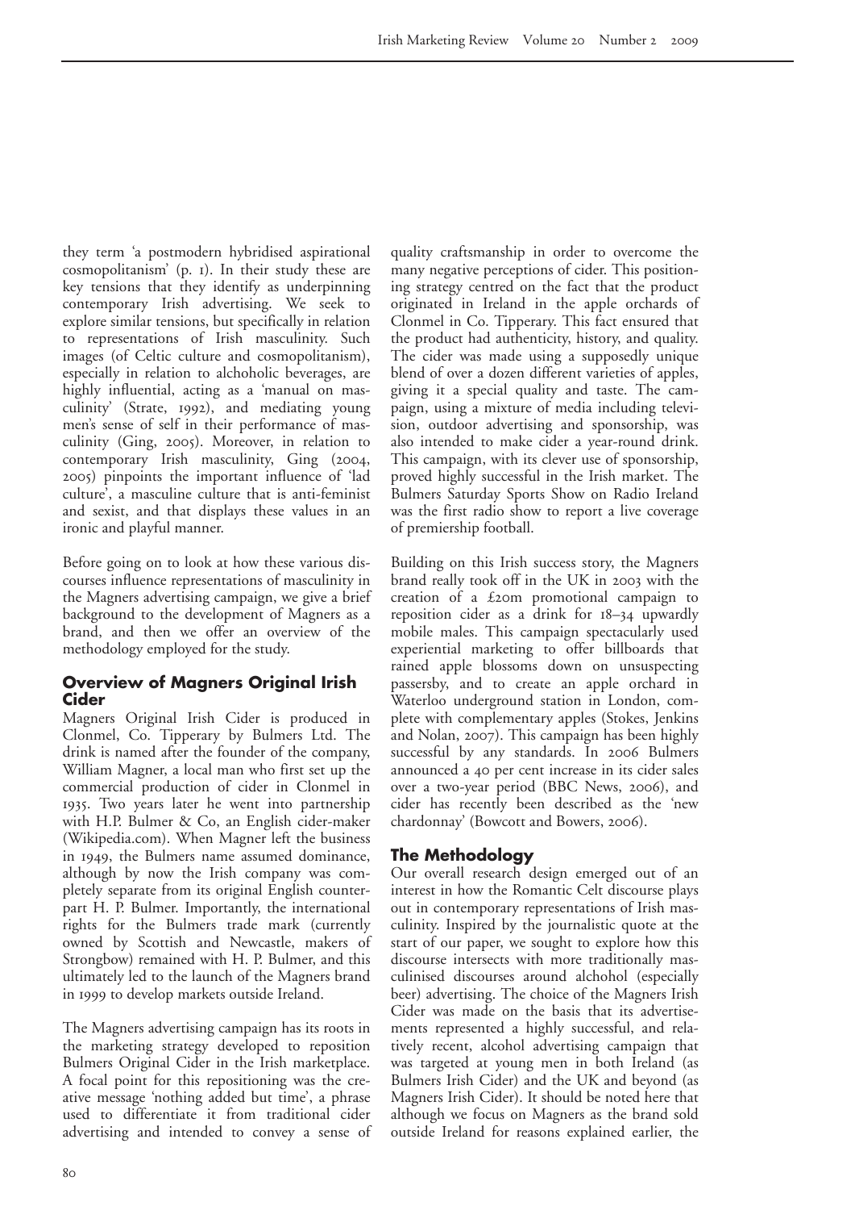they term 'a postmodern hybridised aspirational cosmopolitanism' (p. 1). In their study these are key tensions that they identify as underpinning contemporary Irish advertising. We seek to explore similar tensions, but specifically in relation to representations of Irish masculinity. Such images (of Celtic culture and cosmopolitanism), especially in relation to alchoholic beverages, are highly influential, acting as a 'manual on masculinity' (Strate, 1992), and mediating young men's sense of self in their performance of masculinity (Ging, 2005). Moreover, in relation to contemporary Irish masculinity, Ging (2004, 2005) pinpoints the important influence of 'lad culture', a masculine culture that is anti-feminist and sexist, and that displays these values in an ironic and playful manner.

Before going on to look at how these various discourses influence representations of masculinity in the Magners advertising campaign, we give a brief background to the development of Magners as a brand, and then we offer an overview of the methodology employed for the study.

## Overview of Magners Original Irish Cider

Magners Original Irish Cider is produced in Clonmel, Co. Tipperary by Bulmers Ltd. The drink is named after the founder of the company, William Magner, a local man who first set up the commercial production of cider in Clonmel in 1935. Two years later he went into partnership with H.P. Bulmer & Co, an English cider-maker (Wikipedia.com). When Magner left the business in 1949, the Bulmers name assumed dominance, although by now the Irish company was completely separate from its original English counterpart H. P. Bulmer. Importantly, the international rights for the Bulmers trade mark (currently owned by Scottish and Newcastle, makers of Strongbow) remained with H. P. Bulmer, and this ultimately led to the launch of the Magners brand in 1999 to develop markets outside Ireland.

The Magners advertising campaign has its roots in the marketing strategy developed to reposition Bulmers Original Cider in the Irish marketplace. A focal point for this repositioning was the creative message 'nothing added but time', a phrase used to differentiate it from traditional cider advertising and intended to convey a sense of quality craftsmanship in order to overcome the many negative perceptions of cider. This positioning strategy centred on the fact that the product originated in Ireland in the apple orchards of Clonmel in Co. Tipperary. This fact ensured that the product had authenticity, history, and quality. The cider was made using a supposedly unique blend of over a dozen different varieties of apples, giving it a special quality and taste. The campaign, using a mixture of media including television, outdoor advertising and sponsorship, was also intended to make cider a year-round drink. This campaign, with its clever use of sponsorship, proved highly successful in the Irish market. The Bulmers Saturday Sports Show on Radio Ireland was the first radio show to report a live coverage of premiership football.

Building on this Irish success story, the Magners brand really took off in the UK in 2003 with the creation of a £20m promotional campaign to reposition cider as a drink for 18–34 upwardly mobile males. This campaign spectacularly used experiential marketing to offer billboards that rained apple blossoms down on unsuspecting passersby, and to create an apple orchard in Waterloo underground station in London, complete with complementary apples (Stokes, Jenkins and Nolan, 2007). This campaign has been highly successful by any standards. In 2006 Bulmers announced a 40 per cent increase in its cider sales over a two-year period (BBC News, 2006), and cider has recently been described as the 'new chardonnay' (Bowcott and Bowers, 2006).

## The Methodology

Our overall research design emerged out of an interest in how the Romantic Celt discourse plays out in contemporary representations of Irish masculinity. Inspired by the journalistic quote at the start of our paper, we sought to explore how this discourse intersects with more traditionally masculinised discourses around alchohol (especially beer) advertising. The choice of the Magners Irish Cider was made on the basis that its advertisements represented a highly successful, and relatively recent, alcohol advertising campaign that was targeted at young men in both Ireland (as Bulmers Irish Cider) and the UK and beyond (as Magners Irish Cider). It should be noted here that although we focus on Magners as the brand sold outside Ireland for reasons explained earlier, the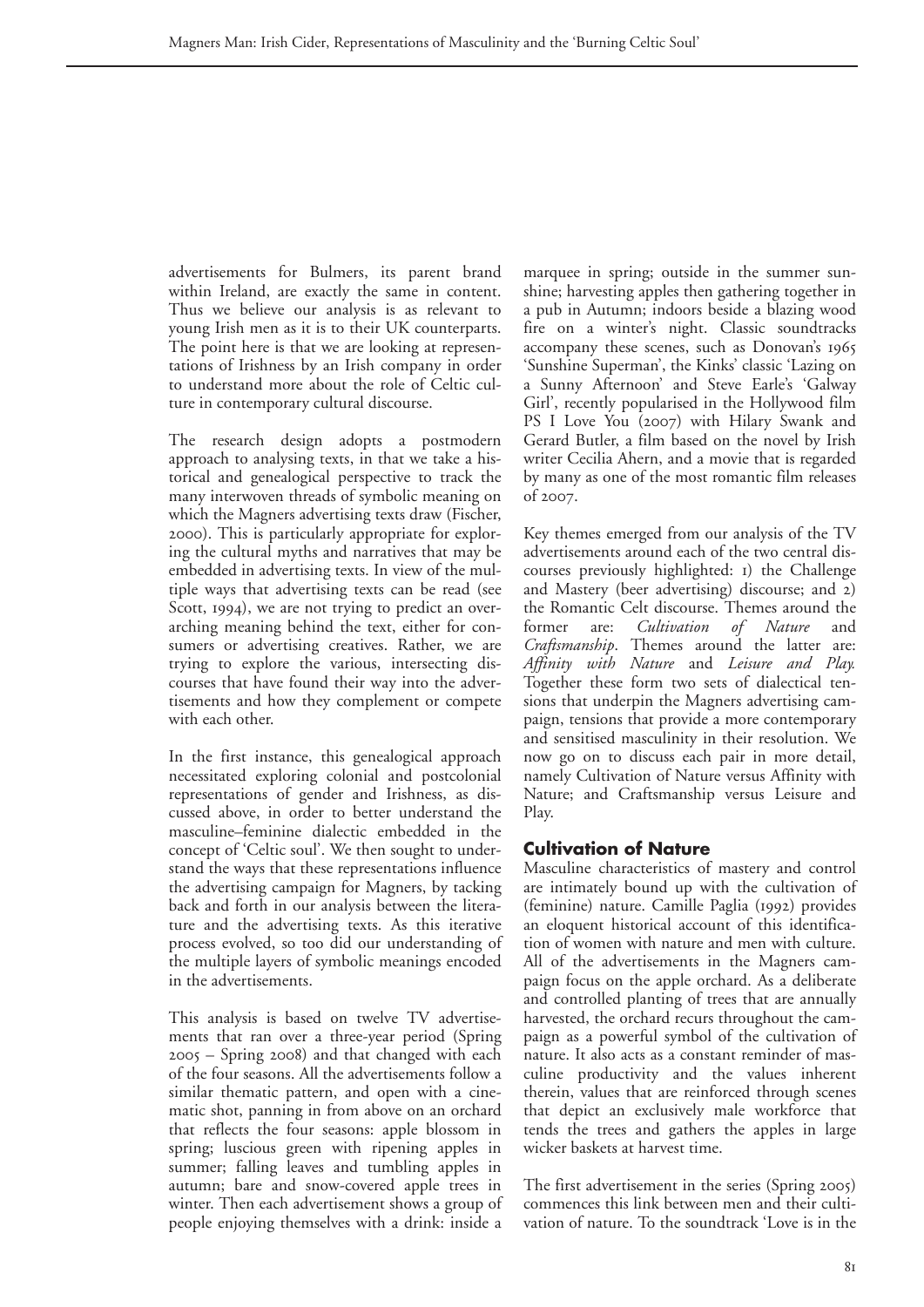advertisements for Bulmers, its parent brand within Ireland, are exactly the same in content. Thus we believe our analysis is as relevant to young Irish men as it is to their UK counterparts. The point here is that we are looking at representations of Irishness by an Irish company in order to understand more about the role of Celtic culture in contemporary cultural discourse.

The research design adopts a postmodern approach to analysing texts, in that we take a historical and genealogical perspective to track the many interwoven threads of symbolic meaning on which the Magners advertising texts draw (Fischer, 2000). This is particularly appropriate for exploring the cultural myths and narratives that may be embedded in advertising texts. In view of the multiple ways that advertising texts can be read (see Scott, 1994), we are not trying to predict an overarching meaning behind the text, either for consumers or advertising creatives. Rather, we are trying to explore the various, intersecting discourses that have found their way into the advertisements and how they complement or compete with each other.

In the first instance, this genealogical approach necessitated exploring colonial and postcolonial representations of gender and Irishness, as discussed above, in order to better understand the masculine–feminine dialectic embedded in the concept of 'Celtic soul'. We then sought to understand the ways that these representations influence the advertising campaign for Magners, by tacking back and forth in our analysis between the literature and the advertising texts. As this iterative process evolved, so too did our understanding of the multiple layers of symbolic meanings encoded in the advertisements.

This analysis is based on twelve TV advertisements that ran over a three-year period (Spring 2005 – Spring 2008) and that changed with each of the four seasons. All the advertisements follow a similar thematic pattern, and open with a cinematic shot, panning in from above on an orchard that reflects the four seasons: apple blossom in spring; luscious green with ripening apples in summer; falling leaves and tumbling apples in autumn; bare and snow-covered apple trees in winter. Then each advertisement shows a group of people enjoying themselves with a drink: inside a marquee in spring; outside in the summer sunshine; harvesting apples then gathering together in a pub in Autumn; indoors beside a blazing wood fire on a winter's night. Classic soundtracks accompany these scenes, such as Donovan's 1965 'Sunshine Superman', the Kinks' classic 'Lazing on a Sunny Afternoon' and Steve Earle's 'Galway Girl', recently popularised in the Hollywood film PS I Love You (2007) with Hilary Swank and Gerard Butler, a film based on the novel by Irish writer Cecilia Ahern, and a movie that is regarded by many as one of the most romantic film releases of 2007.

Key themes emerged from our analysis of the TV advertisements around each of the two central discourses previously highlighted: 1) the Challenge and Mastery (beer advertising) discourse; and 2) the Romantic Celt discourse. Themes around the former are: *Cultivation of Nature* and *Craftsmanship*. Themes around the latter are: *Affinity with Nature* and *Leisure and Play.* Together these form two sets of dialectical tensions that underpin the Magners advertising campaign, tensions that provide a more contemporary and sensitised masculinity in their resolution. We now go on to discuss each pair in more detail, namely Cultivation of Nature versus Affinity with Nature; and Craftsmanship versus Leisure and Play.

## Cultivation of Nature

Masculine characteristics of mastery and control are intimately bound up with the cultivation of (feminine) nature. Camille Paglia (1992) provides an eloquent historical account of this identification of women with nature and men with culture. All of the advertisements in the Magners campaign focus on the apple orchard. As a deliberate and controlled planting of trees that are annually harvested, the orchard recurs throughout the campaign as a powerful symbol of the cultivation of nature. It also acts as a constant reminder of masculine productivity and the values inherent therein, values that are reinforced through scenes that depict an exclusively male workforce that tends the trees and gathers the apples in large wicker baskets at harvest time.

The first advertisement in the series (Spring 2005) commences this link between men and their cultivation of nature. To the soundtrack 'Love is in the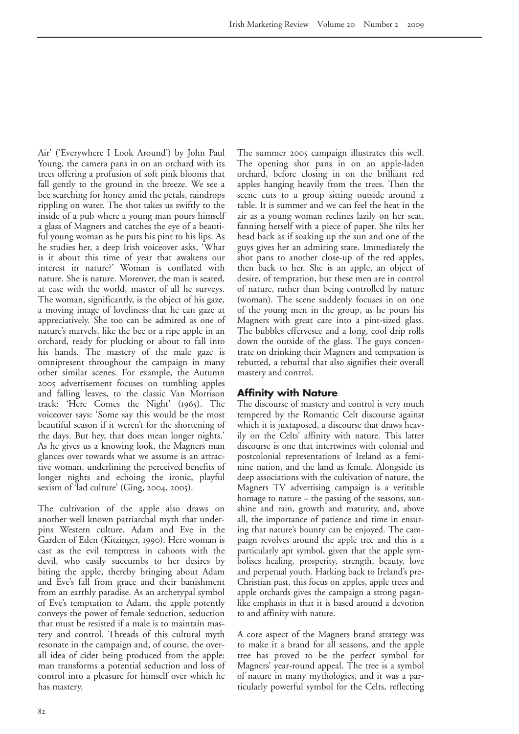Air' ('Everywhere I Look Around') by John Paul Young, the camera pans in on an orchard with its trees offering a profusion of soft pink blooms that fall gently to the ground in the breeze. We see a bee searching for honey amid the petals, raindrops rippling on water. The shot takes us swiftly to the inside of a pub where a young man pours himself a glass of Magners and catches the eye of a beautiful young woman as he puts his pint to his lips. As he studies her, a deep Irish voiceover asks, 'What is it about this time of year that awakens our interest in nature?' Woman is conflated with nature. She is nature. Moreover, the man is seated, at ease with the world, master of all he surveys. The woman, significantly, is the object of his gaze, a moving image of loveliness that he can gaze at appreciatively. She too can be admired as one of nature's marvels, like the bee or a ripe apple in an orchard, ready for plucking or about to fall into his hands. The mastery of the male gaze is omnipresent throughout the campaign in many other similar scenes. For example, the Autumn 2005 advertisement focuses on tumbling apples and falling leaves, to the classic Van Morrison track: 'Here Comes the Night' (1965). The voiceover says: 'Some say this would be the most beautiful season if it weren't for the shortening of the days. But hey, that does mean longer nights.' As he gives us a knowing look, the Magners man glances over towards what we assume is an attractive woman, underlining the perceived benefits of longer nights and echoing the ironic, playful sexism of 'lad culture' (Ging, 2004, 2005).

The cultivation of the apple also draws on another well known patriarchal myth that underpins Western culture, Adam and Eve in the Garden of Eden (Kitzinger, 1990). Here woman is cast as the evil temptress in cahoots with the devil, who easily succumbs to her desires by biting the apple, thereby bringing about Adam and Eve's fall from grace and their banishment from an earthly paradise. As an archetypal symbol of Eve's temptation to Adam, the apple potently conveys the power of female seduction, seduction that must be resisted if a male is to maintain mastery and control. Threads of this cultural myth resonate in the campaign and, of course, the overall idea of cider being produced from the apple: man transforms a potential seduction and loss of control into a pleasure for himself over which he has mastery.

The summer 2005 campaign illustrates this well. The opening shot pans in on an apple-laden orchard, before closing in on the brilliant red apples hanging heavily from the trees. Then the scene cuts to a group sitting outside around a table. It is summer and we can feel the heat in the air as a young woman reclines lazily on her seat, fanning herself with a piece of paper. She tilts her head back as if soaking up the sun and one of the guys gives her an admiring stare. Immediately the shot pans to another close-up of the red apples, then back to her. She is an apple, an object of desire, of temptation, but these men are in control of nature, rather than being controlled by nature (woman). The scene suddenly focuses in on one of the young men in the group, as he pours his Magners with great care into a pint-sized glass. The bubbles effervesce and a long, cool drip rolls down the outside of the glass. The guys concentrate on drinking their Magners and temptation is rebutted, a rebuttal that also signifies their overall mastery and control.

## Affinity with Nature

The discourse of mastery and control is very much tempered by the Romantic Celt discourse against which it is juxtaposed, a discourse that draws heavily on the Celts' affinity with nature. This latter discourse is one that intertwines with colonial and postcolonial representations of Ireland as a feminine nation, and the land as female. Alongside its deep associations with the cultivation of nature, the Magners TV advertising campaign is a veritable homage to nature – the passing of the seasons, sunshine and rain, growth and maturity, and, above all, the importance of patience and time in ensuring that nature's bounty can be enjoyed. The campaign revolves around the apple tree and this is a particularly apt symbol, given that the apple symbolises healing, prosperity, strength, beauty, love and perpetual youth. Harking back to Ireland's pre-Christian past, this focus on apples, apple trees and apple orchards gives the campaign a strong pagan-like emphasis in that it is based around a devotion to and affinity with nature.

A core aspect of the Magners brand strategy was to make it a brand for all seasons, and the apple tree has proved to be the perfect symbol for Magners' year-round appeal. The tree is a symbol of nature in many mythologies, and it was a particularly powerful symbol for the Celts, reflecting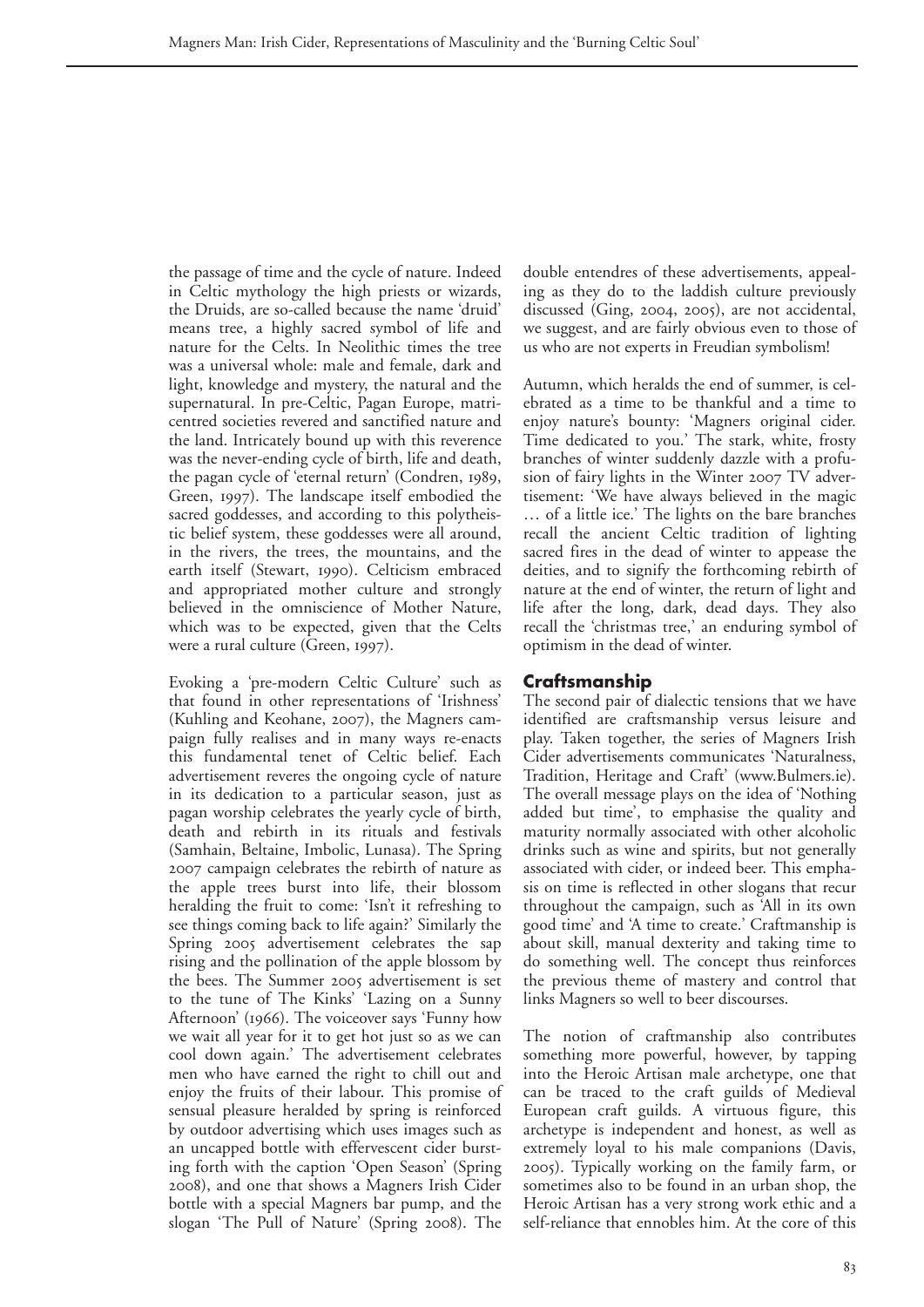the passage of time and the cycle of nature. Indeed in Celtic mythology the high priests or wizards, the Druids, are so-called because the name 'druid' means tree, a highly sacred symbol of life and nature for the Celts. In Neolithic times the tree was a universal whole: male and female, dark and light, knowledge and mystery, the natural and the supernatural. In pre-Celtic, Pagan Europe, matricentred societies revered and sanctified nature and the land. Intricately bound up with this reverence was the never-ending cycle of birth, life and death, the pagan cycle of 'eternal return' (Condren, 1989, Green, 1997). The landscape itself embodied the sacred goddesses, and according to this polytheistic belief system, these goddesses were all around, in the rivers, the trees, the mountains, and the earth itself (Stewart, 1990). Celticism embraced and appropriated mother culture and strongly believed in the omniscience of Mother Nature, which was to be expected, given that the Celts were a rural culture (Green, 1997).

Evoking a 'pre-modern Celtic Culture' such as that found in other representations of 'Irishness' (Kuhling and Keohane, 2007), the Magners campaign fully realises and in many ways re-enacts this fundamental tenet of Celtic belief. Each advertisement reveres the ongoing cycle of nature in its dedication to a particular season, just as pagan worship celebrates the yearly cycle of birth, death and rebirth in its rituals and festivals (Samhain, Beltaine, Imbolic, Lunasa). The Spring 2007 campaign celebrates the rebirth of nature as the apple trees burst into life, their blossom heralding the fruit to come: 'Isn't it refreshing to see things coming back to life again?' Similarly the Spring 2005 advertisement celebrates the sap rising and the pollination of the apple blossom by the bees. The Summer 2005 advertisement is set to the tune of The Kinks' 'Lazing on a Sunny Afternoon' (1966). The voiceover says 'Funny how we wait all year for it to get hot just so as we can cool down again.' The advertisement celebrates men who have earned the right to chill out and enjoy the fruits of their labour. This promise of sensual pleasure heralded by spring is reinforced by outdoor advertising which uses images such as an uncapped bottle with effervescent cider bursting forth with the caption 'Open Season' (Spring 2008), and one that shows a Magners Irish Cider bottle with a special Magners bar pump, and the slogan 'The Pull of Nature' (Spring 2008). The double entendres of these advertisements, appealing as they do to the laddish culture previously discussed (Ging, 2004, 2005), are not accidental, we suggest, and are fairly obvious even to those of us who are not experts in Freudian symbolism!

Autumn, which heralds the end of summer, is celebrated as a time to be thankful and a time to enjoy nature's bounty: 'Magners original cider. Time dedicated to you.' The stark, white, frosty branches of winter suddenly dazzle with a profusion of fairy lights in the Winter 2007 TV advertisement: 'We have always believed in the magic … of a little ice.' The lights on the bare branches recall the ancient Celtic tradition of lighting sacred fires in the dead of winter to appease the deities, and to signify the forthcoming rebirth of nature at the end of winter, the return of light and life after the long, dark, dead days. They also recall the 'christmas tree,' an enduring symbol of optimism in the dead of winter.

## Craftsmanship

The second pair of dialectic tensions that we have identified are craftsmanship versus leisure and play. Taken together, the series of Magners Irish Cider advertisements communicates 'Naturalness, Tradition, Heritage and Craft' (www.Bulmers.ie). The overall message plays on the idea of 'Nothing added but time', to emphasise the quality and maturity normally associated with other alcoholic drinks such as wine and spirits, but not generally associated with cider, or indeed beer. This emphasis on time is reflected in other slogans that recur throughout the campaign, such as 'All in its own good time' and 'A time to create.' Craftmanship is about skill, manual dexterity and taking time to do something well. The concept thus reinforces the previous theme of mastery and control that links Magners so well to beer discourses.

The notion of craftmanship also contributes something more powerful, however, by tapping into the Heroic Artisan male archetype, one that can be traced to the craft guilds of Medieval European craft guilds. A virtuous figure, this archetype is independent and honest, as well as extremely loyal to his male companions (Davis, 2005). Typically working on the family farm, or sometimes also to be found in an urban shop, the Heroic Artisan has a very strong work ethic and a self-reliance that ennobles him. At the core of this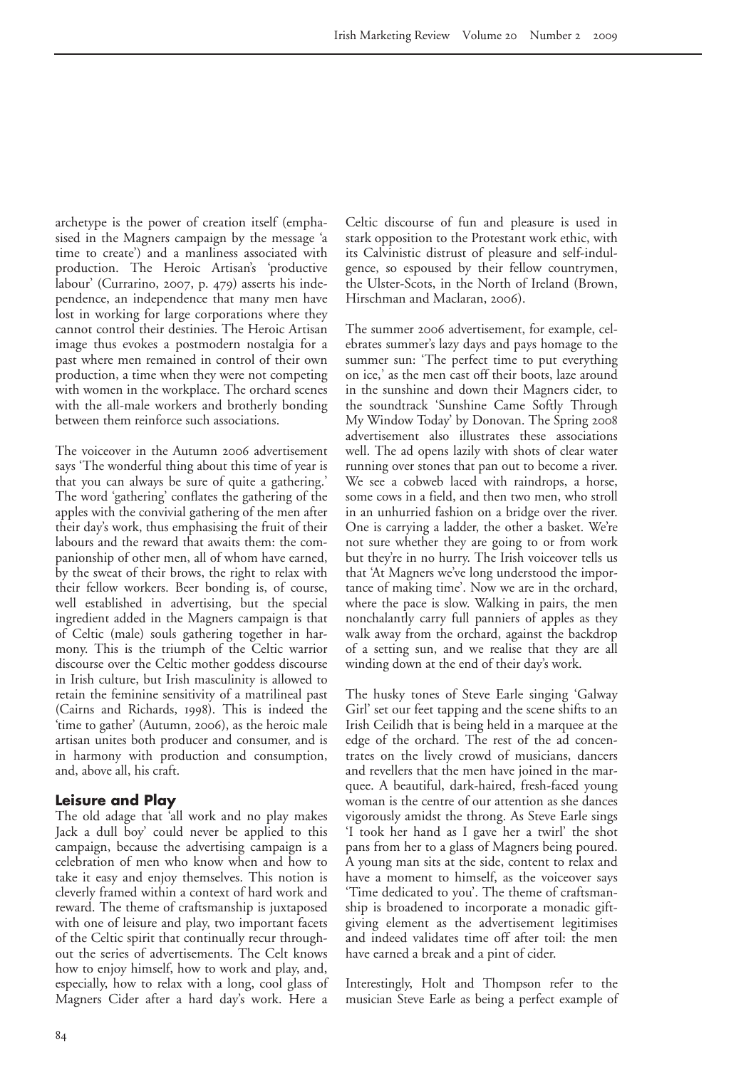archetype is the power of creation itself (emphasised in the Magners campaign by the message 'a time to create') and a manliness associated with production. The Heroic Artisan's 'productive labour' (Currarino, 2007, p. 479) asserts his independence, an independence that many men have lost in working for large corporations where they cannot control their destinies. The Heroic Artisan image thus evokes a postmodern nostalgia for a past where men remained in control of their own production, a time when they were not competing with women in the workplace. The orchard scenes with the all-male workers and brotherly bonding between them reinforce such associations.

The voiceover in the Autumn 2006 advertisement says 'The wonderful thing about this time of year is that you can always be sure of quite a gathering.' The word 'gathering' conflates the gathering of the apples with the convivial gathering of the men after their day's work, thus emphasising the fruit of their labours and the reward that awaits them: the companionship of other men, all of whom have earned, by the sweat of their brows, the right to relax with their fellow workers. Beer bonding is, of course, well established in advertising, but the special ingredient added in the Magners campaign is that of Celtic (male) souls gathering together in harmony. This is the triumph of the Celtic warrior discourse over the Celtic mother goddess discourse in Irish culture, but Irish masculinity is allowed to retain the feminine sensitivity of a matrilineal past (Cairns and Richards, 1998). This is indeed the 'time to gather' (Autumn, 2006), as the heroic male artisan unites both producer and consumer, and is in harmony with production and consumption, and, above all, his craft.

## Leisure and Play

The old adage that 'all work and no play makes Jack a dull boy' could never be applied to this campaign, because the advertising campaign is a celebration of men who know when and how to take it easy and enjoy themselves. This notion is cleverly framed within a context of hard work and reward. The theme of craftsmanship is juxtaposed with one of leisure and play, two important facets of the Celtic spirit that continually recur throughout the series of advertisements. The Celt knows how to enjoy himself, how to work and play, and, especially, how to relax with a long, cool glass of Magners Cider after a hard day's work. Here a Celtic discourse of fun and pleasure is used in stark opposition to the Protestant work ethic, with its Calvinistic distrust of pleasure and self-indulgence, so espoused by their fellow countrymen, the Ulster-Scots, in the North of Ireland (Brown, Hirschman and Maclaran, 2006).

The summer 2006 advertisement, for example, celebrates summer's lazy days and pays homage to the summer sun: 'The perfect time to put everything on ice,' as the men cast off their boots, laze around in the sunshine and down their Magners cider, to the soundtrack 'Sunshine Came Softly Through My Window Today' by Donovan. The Spring 2008 advertisement also illustrates these associations well. The ad opens lazily with shots of clear water running over stones that pan out to become a river. We see a cobweb laced with raindrops, a horse, some cows in a field, and then two men, who stroll in an unhurried fashion on a bridge over the river. One is carrying a ladder, the other a basket. We're not sure whether they are going to or from work but they're in no hurry. The Irish voiceover tells us that 'At Magners we've long understood the importance of making time'. Now we are in the orchard, where the pace is slow. Walking in pairs, the men nonchalantly carry full panniers of apples as they walk away from the orchard, against the backdrop of a setting sun, and we realise that they are all winding down at the end of their day's work.

The husky tones of Steve Earle singing 'Galway Girl' set our feet tapping and the scene shifts to an Irish Ceilidh that is being held in a marquee at the edge of the orchard. The rest of the ad concentrates on the lively crowd of musicians, dancers and revellers that the men have joined in the marquee. A beautiful, dark-haired, fresh-faced young woman is the centre of our attention as she dances vigorously amidst the throng. As Steve Earle sings 'I took her hand as I gave her a twirl' the shot pans from her to a glass of Magners being poured. A young man sits at the side, content to relax and have a moment to himself, as the voiceover says 'Time dedicated to you'. The theme of craftsmanship is broadened to incorporate a monadic gift-giving element as the advertisement legitimises and indeed validates time off after toil: the men have earned a break and a pint of cider.

Interestingly, Holt and Thompson refer to the musician Steve Earle as being a perfect example of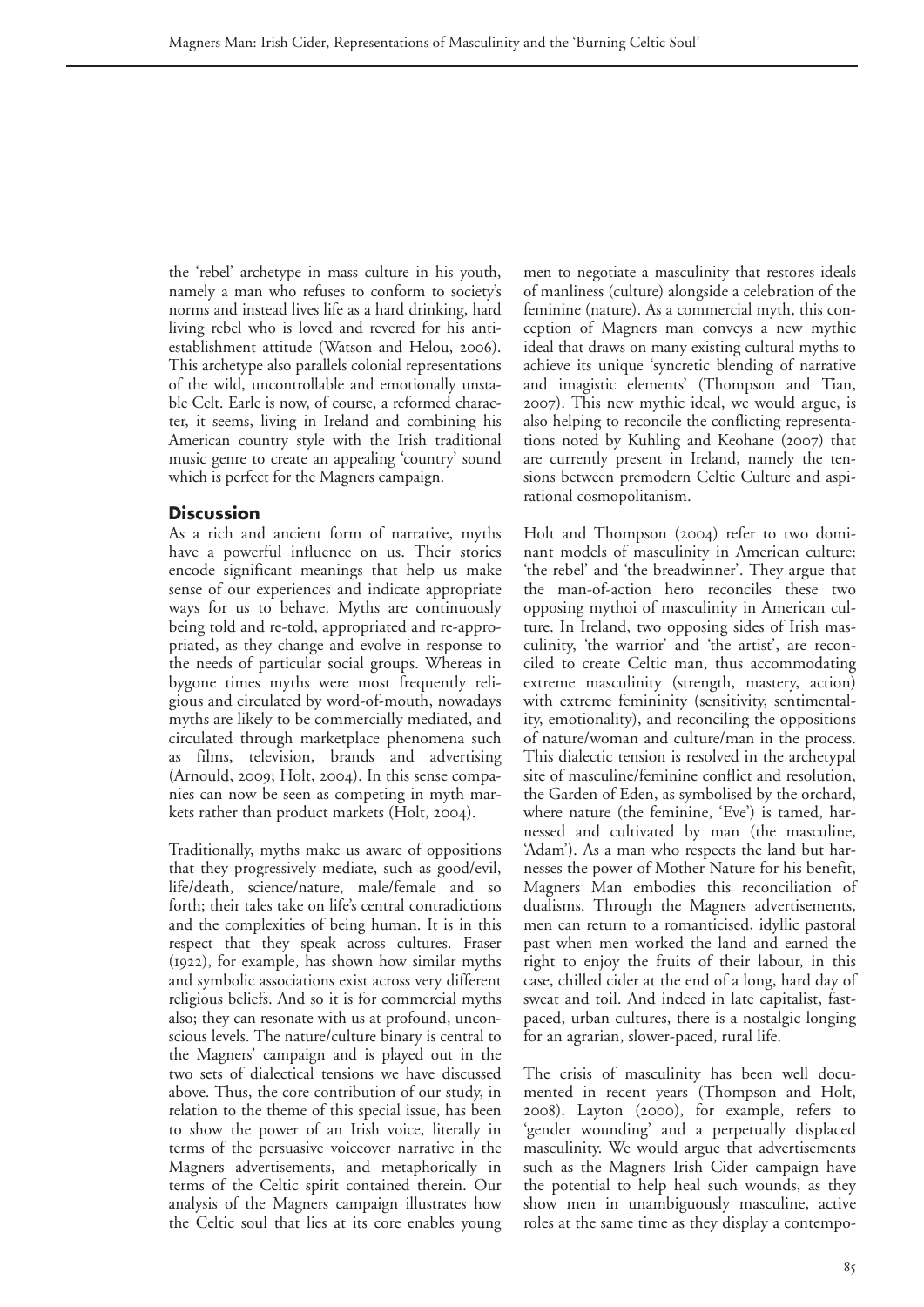the 'rebel' archetype in mass culture in his youth, namely a man who refuses to conform to society's norms and instead lives life as a hard drinking, hard living rebel who is loved and revered for his anti-establishment attitude (Watson and Helou, 2006). This archetype also parallels colonial representations of the wild, uncontrollable and emotionally unstable Celt. Earle is now, of course, a reformed character, it seems, living in Ireland and combining his American country style with the Irish traditional music genre to create an appealing 'country' sound which is perfect for the Magners campaign.

## Discussion

As a rich and ancient form of narrative, myths have a powerful influence on us. Their stories encode significant meanings that help us make sense of our experiences and indicate appropriate ways for us to behave. Myths are continuously being told and re-told, appropriated and re-appropriated, as they change and evolve in response to the needs of particular social groups. Whereas in bygone times myths were most frequently religious and circulated by word-of-mouth, nowadays myths are likely to be commercially mediated, and circulated through marketplace phenomena such as films, television, brands and advertising (Arnould, 2009; Holt, 2004). In this sense companies can now be seen as competing in myth markets rather than product markets (Holt, 2004).

Traditionally, myths make us aware of oppositions that they progressively mediate, such as good/evil, life/death, science/nature, male/female and so forth; their tales take on life's central contradictions and the complexities of being human. It is in this respect that they speak across cultures. Fraser (1922), for example, has shown how similar myths and symbolic associations exist across very different religious beliefs. And so it is for commercial myths also; they can resonate with us at profound, unconscious levels. The nature/culture binary is central to the Magners' campaign and is played out in the two sets of dialectical tensions we have discussed above. Thus, the core contribution of our study, in relation to the theme of this special issue, has been to show the power of an Irish voice, literally in terms of the persuasive voiceover narrative in the Magners advertisements, and metaphorically in terms of the Celtic spirit contained therein. Our analysis of the Magners campaign illustrates how the Celtic soul that lies at its core enables young men to negotiate a masculinity that restores ideals of manliness (culture) alongside a celebration of the feminine (nature). As a commercial myth, this conception of Magners man conveys a new mythic ideal that draws on many existing cultural myths to achieve its unique 'syncretic blending of narrative and imagistic elements' (Thompson and Tian, 2007). This new mythic ideal, we would argue, is also helping to reconcile the conflicting representations noted by Kuhling and Keohane (2007) that are currently present in Ireland, namely the tensions between premodern Celtic Culture and aspirational cosmopolitanism.

Holt and Thompson (2004) refer to two dominant models of masculinity in American culture: 'the rebel' and 'the breadwinner'. They argue that the man-of-action hero reconciles these two opposing mythoi of masculinity in American culture. In Ireland, two opposing sides of Irish masculinity, 'the warrior' and 'the artist', are reconciled to create Celtic man, thus accommodating extreme masculinity (strength, mastery, action) with extreme femininity (sensitivity, sentimentality, emotionality), and reconciling the oppositions of nature/woman and culture/man in the process. This dialectic tension is resolved in the archetypal site of masculine/feminine conflict and resolution, the Garden of Eden, as symbolised by the orchard, where nature (the feminine, 'Eve') is tamed, harnessed and cultivated by man (the masculine, 'Adam'). As a man who respects the land but harnesses the power of Mother Nature for his benefit, Magners Man embodies this reconciliation of dualisms. Through the Magners advertisements, men can return to a romanticised, idyllic pastoral past when men worked the land and earned the right to enjoy the fruits of their labour, in this case, chilled cider at the end of a long, hard day of sweat and toil. And indeed in late capitalist, fast-paced, urban cultures, there is a nostalgic longing for an agrarian, slower-paced, rural life.

The crisis of masculinity has been well documented in recent years (Thompson and Holt, 2008). Layton (2000), for example, refers to 'gender wounding' and a perpetually displaced masculinity. We would argue that advertisements such as the Magners Irish Cider campaign have the potential to help heal such wounds, as they show men in unambiguously masculine, active roles at the same time as they display a contempo-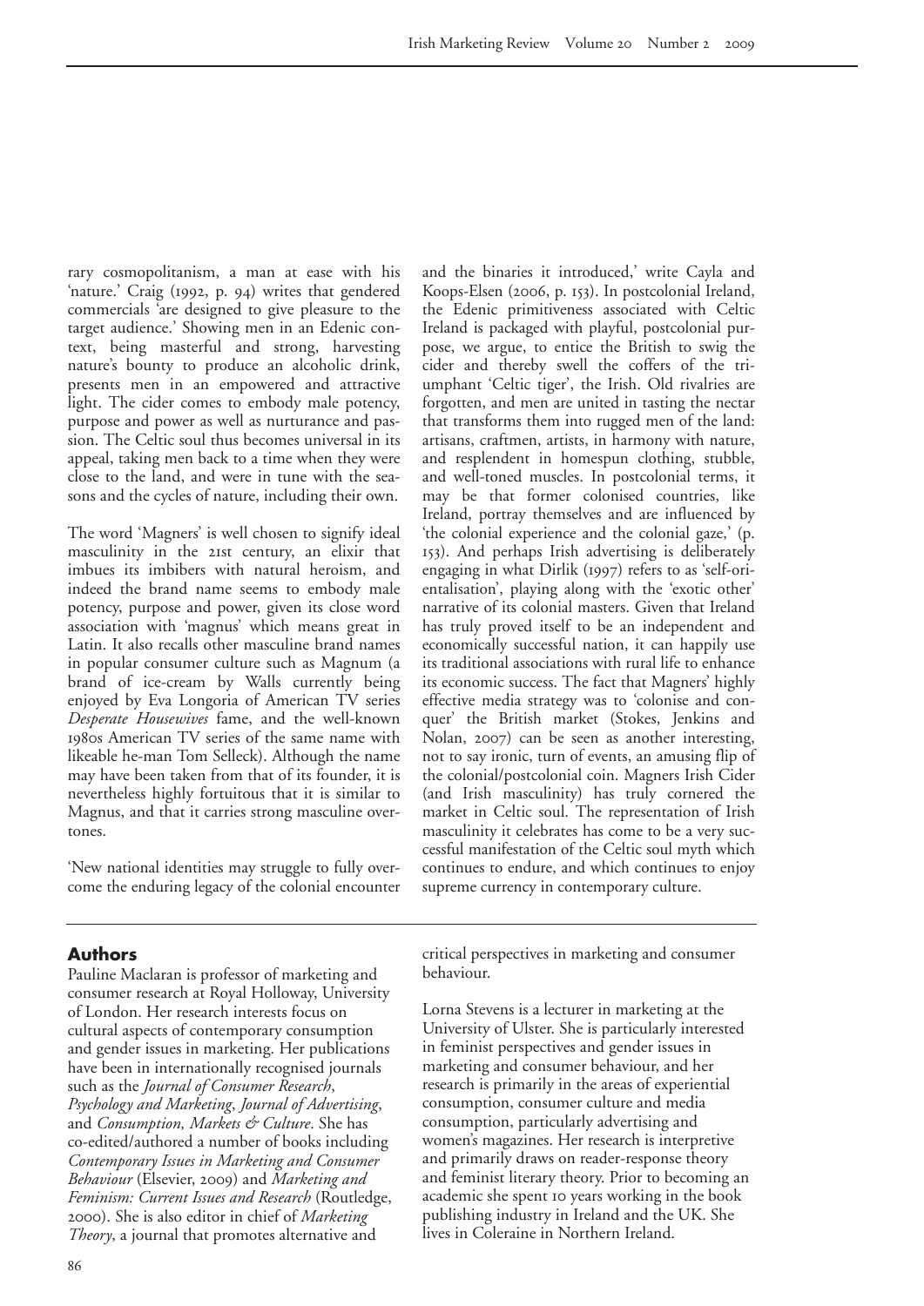rary cosmopolitanism, a man at ease with his 'nature.' Craig (1992, p. 94) writes that gendered commercials 'are designed to give pleasure to the target audience.' Showing men in an Edenic context, being masterful and strong, harvesting nature's bounty to produce an alcoholic drink, presents men in an empowered and attractive light. The cider comes to embody male potency, purpose and power as well as nurturance and passion. The Celtic soul thus becomes universal in its appeal, taking men back to a time when they were close to the land, and were in tune with the seasons and the cycles of nature, including their own.

The word 'Magners' is well chosen to signify ideal masculinity in the 21st century, an elixir that imbues its imbibers with natural heroism, and indeed the brand name seems to embody male potency, purpose and power, given its close word association with 'magnus' which means great in Latin. It also recalls other masculine brand names in popular consumer culture such as Magnum (a brand of ice-cream by Walls currently being enjoyed by Eva Longoria of American TV series *Desperate Housewives* fame, and the well-known 1980s American TV series of the same name with likeable he-man Tom Selleck). Although the name may have been taken from that of its founder, it is nevertheless highly fortuitous that it is similar to Magnus, and that it carries strong masculine overtones.

'New national identities may struggle to fully overcome the enduring legacy of the colonial encounter and the binaries it introduced,' write Cayla and Koops-Elsen (2006, p. 153). In postcolonial Ireland, the Edenic primitiveness associated with Celtic Ireland is packaged with playful, postcolonial purpose, we argue, to entice the British to swig the cider and thereby swell the coffers of the triumphant 'Celtic tiger', the Irish. Old rivalries are forgotten, and men are united in tasting the nectar that transforms them into rugged men of the land: artisans, craftmen, artists, in harmony with nature, and resplendent in homespun clothing, stubble, and well-toned muscles. In postcolonial terms, it may be that former colonised countries, like Ireland, portray themselves and are influenced by 'the colonial experience and the colonial gaze,' (p. 153). And perhaps Irish advertising is deliberately engaging in what Dirlik (1997) refers to as 'self-orientalisation', playing along with the 'exotic other' narrative of its colonial masters. Given that Ireland has truly proved itself to be an independent and economically successful nation, it can happily use its traditional associations with rural life to enhance its economic success. The fact that Magners' highly effective media strategy was to 'colonise and conquer' the British market (Stokes, Jenkins and Nolan, 2007) can be seen as another interesting, not to say ironic, turn of events, an amusing flip of the colonial/postcolonial coin. Magners Irish Cider (and Irish masculinity) has truly cornered the market in Celtic soul. The representation of Irish masculinity it celebrates has come to be a very successful manifestation of the Celtic soul myth which continues to endure, and which continues to enjoy supreme currency in contemporary culture.

## Authors

Pauline Maclaran is professor of marketing and consumer research at Royal Holloway, University of London. Her research interests focus on cultural aspects of contemporary consumption and gender issues in marketing. Her publications have been in internationally recognised journals such as the *Journal of Consumer Research*, *Psychology and Marketing*, *Journal of Advertising*, and *Consumption, Markets & Culture*. She has co-edited/authored a number of books including *Contemporary Issues in Marketing and Consumer Behaviour* (Elsevier, 2009) and *Marketing and Feminism: Current Issues and Research* (Routledge, 2000). She is also editor in chief of *Marketing Theory*, a journal that promotes alternative and critical perspectives in marketing and consumer behaviour.

Lorna Stevens is a lecturer in marketing at the University of Ulster. She is particularly interested in feminist perspectives and gender issues in marketing and consumer behaviour, and her research is primarily in the areas of experiential consumption, consumer culture and media consumption, particularly advertising and women's magazines. Her research is interpretive and primarily draws on reader-response theory and feminist literary theory. Prior to becoming an academic she spent 10 years working in the book publishing industry in Ireland and the UK. She lives in Coleraine in Northern Ireland.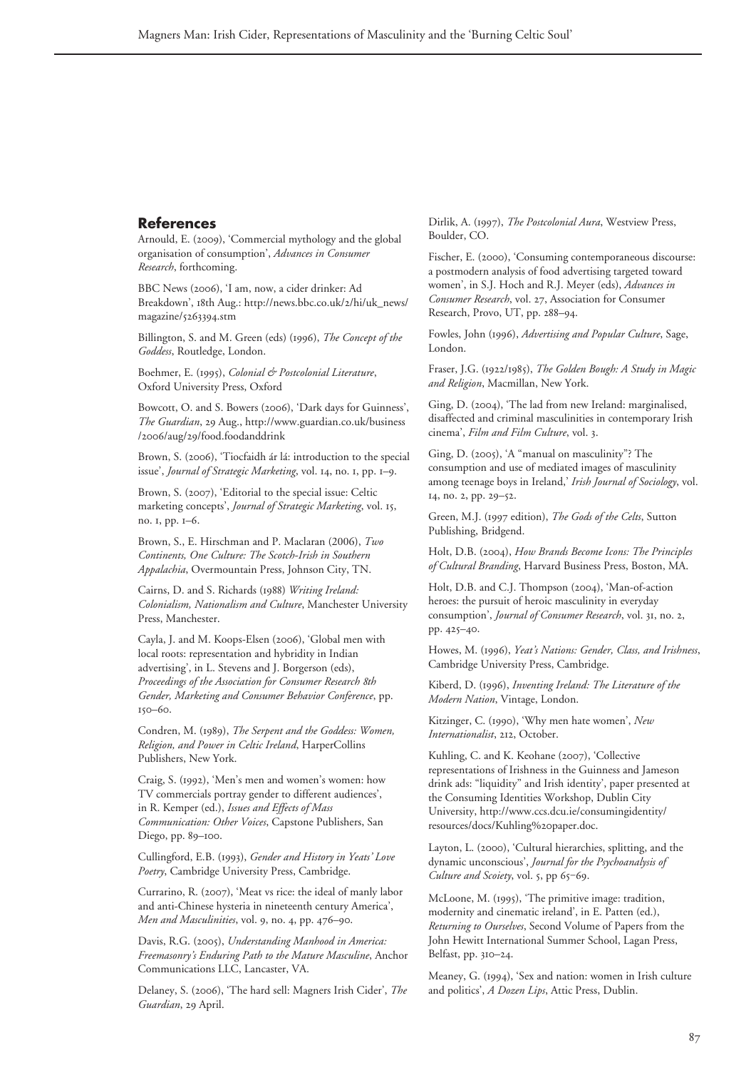## References

Arnould, E. (2009), 'Commercial mythology and the global organisation of consumption', *Advances in Consumer Research*, forthcoming.

BBC News (2006), 'I am, now, a cider drinker: Ad Breakdown', 18th Aug.: http://news.bbc.co.uk/2/hi/uk_news/magazine/5263394.stm

Billington, S. and M. Green (eds) (1996), *The Concept of the Goddess*, Routledge, London.

Boehmer, E. (1995), *Colonial & Postcolonial Literature*, Oxford University Press, Oxford

Bowcott, O. and S. Bowers (2006), 'Dark days for Guinness', *The Guardian*, 29 Aug., http://www.guardian.co.uk/business/2006/aug/29/food.foodanddrink

Brown, S. (2006), 'Tiocfaidh ár lá: introduction to the special issue', *Journal of Strategic Marketing*, vol. 14, no. 1, pp. 1–9.

Brown, S. (2007), 'Editorial to the special issue: Celtic marketing concepts', *Journal of Strategic Marketing*, vol. 15, no. 1, pp. 1–6.

Brown, S., E. Hirschman and P. Maclaran (2006), *Two Continents, One Culture: The Scotch-Irish in Southern Appalachia*, Overmountain Press, Johnson City, TN.

Cairns, D. and S. Richards (1988) *Writing Ireland: Colonialism, Nationalism and Culture*, Manchester University Press, Manchester.

Cayla, J. and M. Koops-Elsen (2006), 'Global men with local roots: representation and hybridity in Indian advertising', in L. Stevens and J. Borgerson (eds), *Proceedings of the Association for Consumer Research 8th Gender, Marketing and Consumer Behavior Conference*, pp. 150–60.

Condren, M. (1989), *The Serpent and the Goddess: Women, Religion, and Power in Celtic Ireland*, HarperCollins Publishers, New York.

Craig, S. (1992), 'Men's men and women's women: how TV commercials portray gender to different audiences', in R. Kemper (ed.), *Issues and Effects of Mass Communication: Other Voices*, Capstone Publishers, San Diego, pp. 89–100.

Cullingford, E.B. (1993), *Gender and History in Yeats' Love Poetry*, Cambridge University Press, Cambridge.

Currarino, R. (2007), 'Meat vs rice: the ideal of manly labor and anti-Chinese hysteria in nineteenth century America', *Men and Masculinities*, vol. 9, no. 4, pp. 476–90.

Davis, R.G. (2005), *Understanding Manhood in America: Freemasonry's Enduring Path to the Mature Masculine*, Anchor Communications LLC, Lancaster, VA.

Delaney, S. (2006), 'The hard sell: Magners Irish Cider', *The Guardian*, 29 April.

Dirlik, A. (1997), *The Postcolonial Aura*, Westview Press, Boulder, CO.

Fischer, E. (2000), 'Consuming contemporaneous discourse: a postmodern analysis of food advertising targeted toward women', in S.J. Hoch and R.J. Meyer (eds), *Advances in Consumer Research*, vol. 27, Association for Consumer Research, Provo, UT, pp. 288–94.

Fowles, John (1996), *Advertising and Popular Culture*, Sage, London.

Fraser, J.G. (1922/1985), *The Golden Bough: A Study in Magic and Religion*, Macmillan, New York.

Ging, D. (2004), 'The lad from new Ireland: marginalised, disaffected and criminal masculinities in contemporary Irish cinema', *Film and Film Culture*, vol. 3.

Ging, D. (2005), 'A "manual on masculinity"? The consumption and use of mediated images of masculinity among teenage boys in Ireland,' *Irish Journal of Sociology*, vol. 14, no. 2, pp. 29–52.

Green, M.J. (1997 edition), *The Gods of the Celts*, Sutton Publishing, Bridgend.

Holt, D.B. (2004), *How Brands Become Icons: The Principles of Cultural Branding*, Harvard Business Press, Boston, MA.

Holt, D.B. and C.J. Thompson (2004), 'Man-of-action heroes: the pursuit of heroic masculinity in everyday consumption', *Journal of Consumer Research*, vol. 31, no. 2, pp. 425–40.

Howes, M. (1996), *Yeat's Nations: Gender, Class, and Irishness*, Cambridge University Press, Cambridge.

Kiberd, D. (1996), *Inventing Ireland: The Literature of the Modern Nation*, Vintage, London.

Kitzinger, C. (1990), 'Why men hate women', *New Internationalist*, 212, October.

Kuhling, C. and K. Keohane (2007), 'Collective representations of Irishness in the Guinness and Jameson drink ads: "liquidity" and Irish identity', paper presented at the Consuming Identities Workshop, Dublin City University, http://www.ccs.dcu.ie/consumingidentity/resources/docs/Kuhling%20paper.doc.

Layton, L. (2000), 'Cultural hierarchies, splitting, and the dynamic unconscious', *Journal for the Psychoanalysis of Culture and Scoiety*, vol. 5, pp 65–69.

McLoone, M. (1995), 'The primitive image: tradition, modernity and cinematic ireland', in E. Patten (ed.), *Returning to Ourselves*, Second Volume of Papers from the John Hewitt International Summer School, Lagan Press, Belfast, pp. 310–24.

Meaney, G. (1994), 'Sex and nation: women in Irish culture and politics', *A Dozen Lips*, Attic Press, Dublin.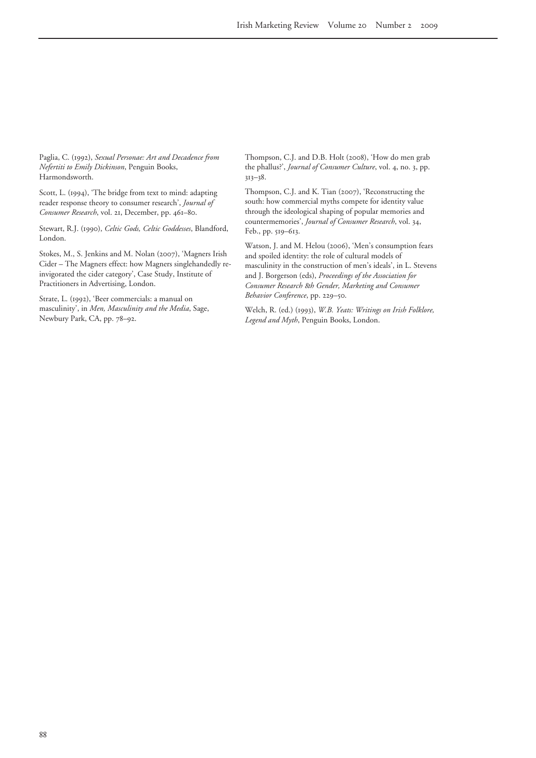Paglia, C. (1992), *Sexual Personae: Art and Decadence from Nefertiti to Emily Dickinson*, Penguin Books, Harmondsworth.

Scott, L. (1994), 'The bridge from text to mind: adapting reader response theory to consumer research', *Journal of Consumer Research*, vol. 21, December, pp. 461–80.

Stewart, R.J. (1990), *Celtic Gods, Celtic Goddesses*, Blandford, London.

Stokes, M., S. Jenkins and M. Nolan (2007), 'Magners Irish Cider – The Magners effect: how Magners singlehandedly re-invigorated the cider category', Case Study, Institute of Practitioners in Advertising, London.

Strate, L. (1992), 'Beer commercials: a manual on masculinity', in *Men, Masculinity and the Media*, Sage, Newbury Park, CA, pp. 78–92.

Thompson, C.J. and D.B. Holt (2008), 'How do men grab the phallus?', *Journal of Consumer Culture*, vol. 4, no. 3, pp. 313–38.

Thompson, C.J. and K. Tian (2007), 'Reconstructing the south: how commercial myths compete for identity value through the ideological shaping of popular memories and countermemories', *Journal of Consumer Research*, vol. 34, Feb., pp. 519–613.

Watson, J. and M. Helou (2006), 'Men's consumption fears and spoiled identity: the role of cultural models of masculinity in the construction of men's ideals', in L. Stevens and J. Borgerson (eds), *Proceedings of the Association for Consumer Research 8th Gender, Marketing and Consumer Behavior Conference*, pp. 229–50.

Welch, R. (ed.) (1993), *W.B. Yeats: Writings on Irish Folklore, Legend and Myth*, Penguin Books, London.